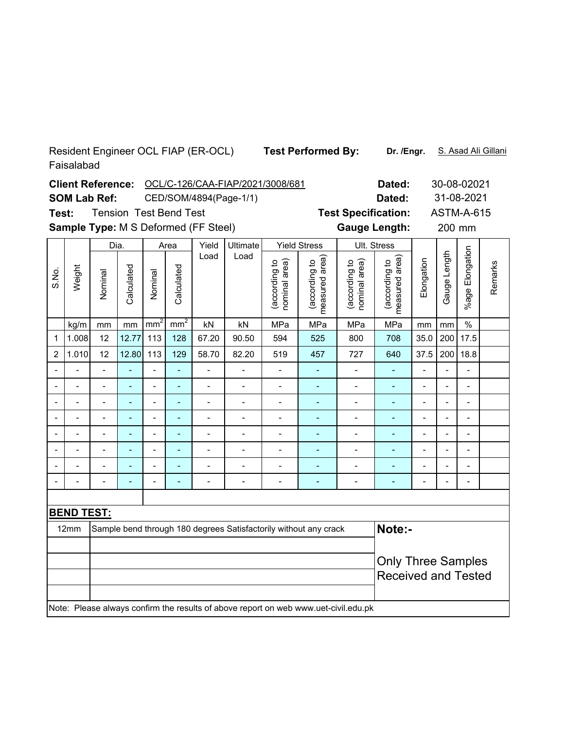Resident Engineer OCL FIAP (ER-OCL) Faisalabad

**Test Performed By:** **Dr. /Engr.** S. Asad Ali Gillani

**Client Reference:** OCL/C-126/CAA-FIAP/2021/3008/681 **Dated:** 30-08-02021

**SOM Lab Ref:** CED/SOM/4894(Page-1/1) **Dated:** 31-08-2021

**Test:** Tension Test Bend Test **Test Specification:** ASTM-A-615

**Sample Type:** M S Deformed (FF Steel) **Gauge Length:** 200 mm

| S.No. | Weight | Dia. | | Area | | Yield Load | Ultimate Load | Yield Stress | | Ult. Stress | | Elongation | Gauge Length | %age Elongation | Remarks |
|---|---|---|---|---|---|---|---|---|---|---|---|---|---|---|---|
| | | Nominal | Calculated | Nominal | Calculated | | | (according to nominal area) | (according to measured area) | (according to nominal area) | (according to measured area) | | | | |
| | kg/m | mm | mm | $mm^2$ | $mm^2$ | kN | kN | MPa | MPa | MPa | MPa | mm | mm | % | |
| 1 | 1.008 | 12 | 12.77 | 113 | 128 | 67.20 | 90.50 | 594 | 525 | 800 | 708 | 35.0 | 200 | 17.5 | |
| 2 | 1.010 | 12 | 12.80 | 113 | 129 | 58.70 | 82.20 | 519 | 457 | 727 | 640 | 37.5 | 200 | 18.8 | |
| - | - | - | - | - | - | - | - | - | - | - | - | - | - | - | |
| - | - | - | - | - | - | - | - | - | - | - | - | - | - | - | |
| - | - | - | - | - | - | - | - | - | - | - | - | - | - | - | |
| - | - | - | - | - | - | - | - | - | - | - | - | - | - | - | |
| - | - | - | - | - | - | - | - | - | - | - | - | - | - | - | |
| - | - | - | - | - | - | - | - | - | - | - | - | - | - | - | |
| - | - | - | - | - | - | - | - | - | - | - | - | - | - | - | |
| - | - | - | - | - | - | - | - | - | - | - | - | - | - | - | |

**BEND TEST:**

| | |
|---|---|
| 12mm | Sample bend through 180 degrees Satisfactorily without any crack |

**Note:-**

Only Three Samples Received and Tested

Note: Please always confirm the results of above report on web www.uet-civil.edu.pk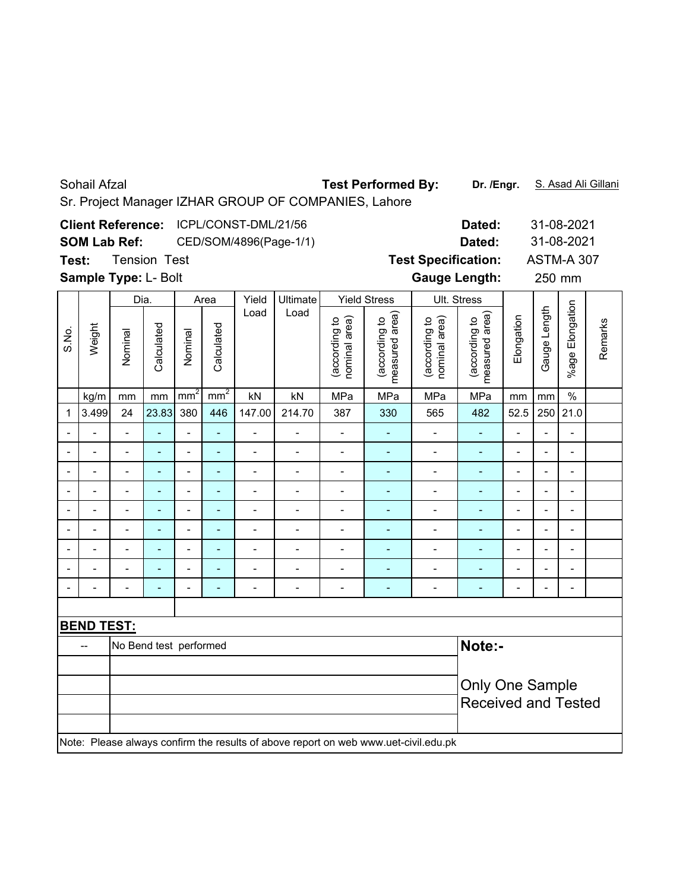Sohail Afzal **Test Performed By:** **Dr. /Engr.** S. Asad Ali Gillani

Sr. Project Manager IZHAR GROUP OF COMPANIES, Lahore

**Client Reference:** ICPL/CONST-DML/21/56 **Dated:** 31-08-2021

**SOM Lab Ref:** CED/SOM/4896(Page-1/1) **Dated:** 31-08-2021

**Test:** Tension Test **Test Specification:** ASTM-A 307

**Sample Type:** L- Bolt **Gauge Length:** 250 mm

| S.No. | Weight | Dia. | | Area | | Yield Load | Ultimate Load | Yield Stress | | Ult. Stress | | Elongation | Gauge Length | %age Elongation | Remarks |
|---|---|---|---|---|---|---|---|---|---|---|---|---|---|---|---|
| | | Nominal | Calculated | Nominal | Calculated | | | (according to nominal area) | (according to measured area) | (according to nominal area) | (according to measured area) | | | | |
| | kg/m | mm | mm | $mm^2$ | $mm^2$ | kN | kN | MPa | MPa | MPa | MPa | mm | mm | % | |
| 1 | 3.499 | 24 | 23.83 | 380 | 446 | 147.00 | 214.70 | 387 | 330 | 565 | 482 | 52.5 | 250 | 21.0 | |
| - | - | - | - | - | - | - | - | - | - | - | - | - | - | - | |
| - | - | - | - | - | - | - | - | - | - | - | - | - | - | - | |
| - | - | - | - | - | - | - | - | - | - | - | - | - | - | - | |
| - | - | - | - | - | - | - | - | - | - | - | - | - | - | - | |
| - | - | - | - | - | - | - | - | - | - | - | - | - | - | - | |
| - | - | - | - | - | - | - | - | - | - | - | - | - | - | - | |
| - | - | - | - | - | - | - | - | - | - | - | - | - | - | - | |
| - | - | - | - | - | - | - | - | - | - | - | - | - | - | - | |
| - | - | - | - | - | - | - | - | - | - | - | - | - | - | - | |

**BEND TEST:**

| | | |
|---|---|---|
| -- | No Bend test performed | **Note:-** |
| | | Only One Sample Received and Tested |

Note: Please always confirm the results of above report on web www.uet-civil.edu.pk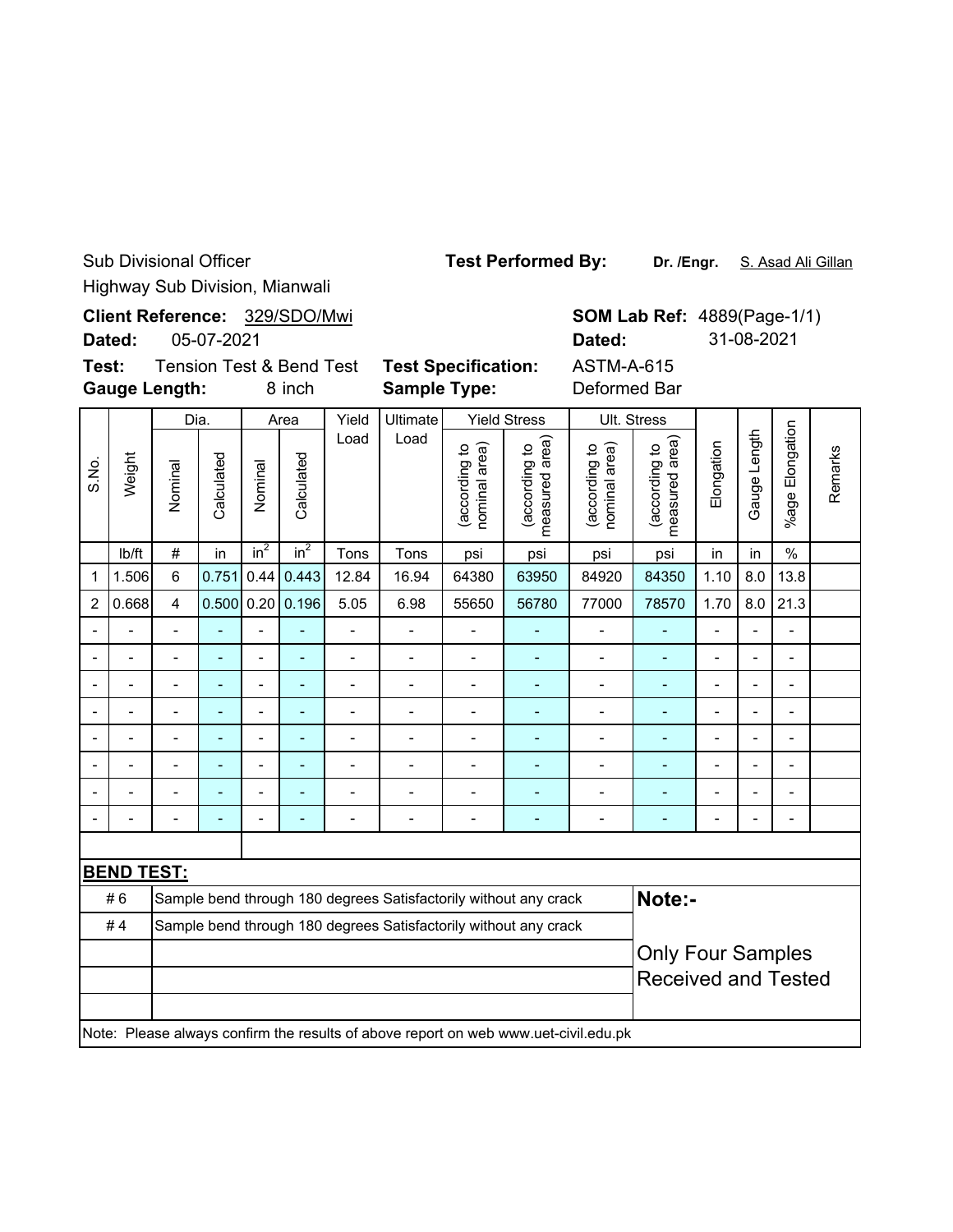Sub Divisional Officer

Highway Sub Division, Mianwali

**Test Performed By:** **Dr. /Engr.** S. Asad Ali Gillan

**Client Reference:** 329/SDO/Mwi

**Dated:** 05-07-2021

**SOM Lab Ref:** 4889(Page-1/1)

**Dated:** 31-08-2021

**Test:** Tension Test & Bend Test

**Gauge Length:** 8 inch

**Test Specification:** ASTM-A-615

**Sample Type:** Deformed Bar

| S.No. | Weight | Dia. | | Area | | Yield Load | Ultimate Load | Yield Stress | | Ult. Stress | | Elongation | Gauge Length | %age Elongation | Remarks |
|---|---|---|---|---|---|---|---|---|---|---|---|---|---|---|---|
| | | Nominal | Calculated | Nominal | Calculated | | | (according to nominal area) | (according to measured area) | (according to nominal area) | (according to measured area) | | | | |
| | lb/ft | # | in | $in^2$ | $in^2$ | Tons | Tons | psi | psi | psi | psi | in | in | % | |
| 1 | 1.506 | 6 | 0.751 | 0.44 | 0.443 | 12.84 | 16.94 | 64380 | 63950 | 84920 | 84350 | 1.10 | 8.0 | 13.8 | |
| 2 | 0.668 | 4 | 0.500 | 0.20 | 0.196 | 5.05 | 6.98 | 55650 | 56780 | 77000 | 78570 | 1.70 | 8.0 | 21.3 | |
| - | - | - | - | - | - | - | - | - | - | - | - | - | - | - | |
| - | - | - | - | - | - | - | - | - | - | - | - | - | - | - | |
| - | - | - | - | - | - | - | - | - | - | - | - | - | - | - | |
| - | - | - | - | - | - | - | - | - | - | - | - | - | - | - | |
| - | - | - | - | - | - | - | - | - | - | - | - | - | - | - | |
| - | - | - | - | - | - | - | - | - | - | - | - | - | - | - | |
| - | - | - | - | - | - | - | - | - | - | - | - | - | - | - | |
| - | - | - | - | - | - | - | - | - | - | - | - | - | - | - | |

**BEND TEST:**

| | |
|---|---|
| # 6 | Sample bend through 180 degrees Satisfactorily without any crack |
| # 4 | Sample bend through 180 degrees Satisfactorily without any crack |

**Note:-**

Only Four Samples Received and Tested

Note: Please always confirm the results of above report on web www.uet-civil.edu.pk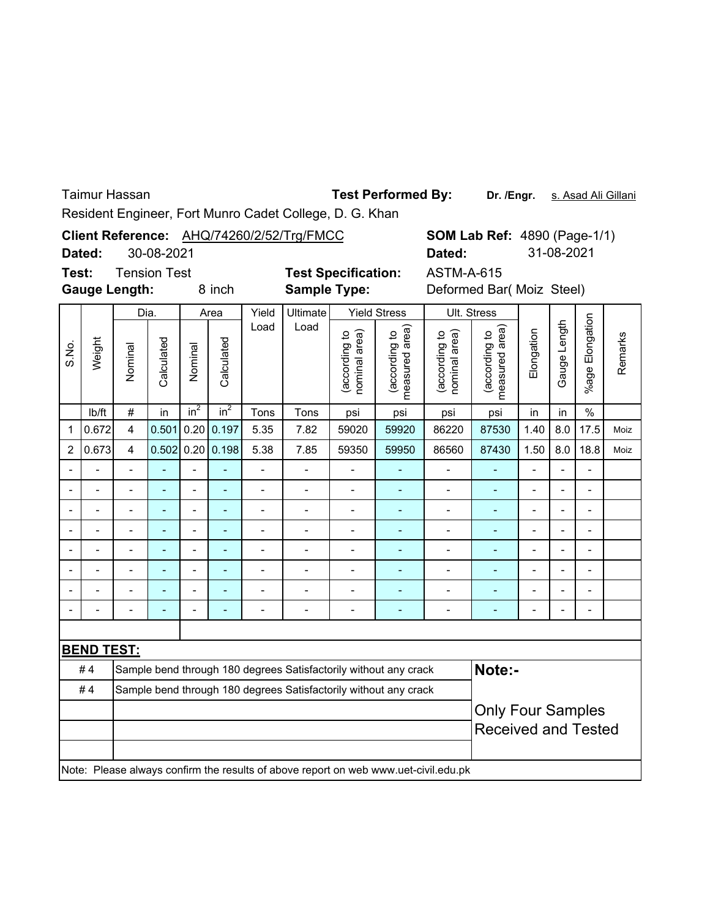Taimur Hassan

Resident Engineer, Fort Munro Cadet College, D. G. Khan

**Test Performed By:** **Dr. /Engr.** s. Asad Ali Gillani

**Client Reference:** AHQ/74260/2/52/Trg/FMCC

**Dated:** 30-08-2021

**SOM Lab Ref:** 4890 (Page-1/1)

**Dated:** 31-08-2021

**Test:** Tension Test

**Gauge Length:** 8 inch

**Test Specification:** ASTM-A-615

**Sample Type:** Deformed Bar( Moiz Steel)

| S.No. | Weight | Dia. | | Area | | Yield Load | Ultimate Load | Yield Stress | | Ult. Stress | | Elongation | Gauge Length | %age Elongation | Remarks |
|---|---|---|---|---|---|---|---|---|---|---|---|---|---|---|---|
| | | Nominal | Calculated | Nominal | Calculated | | | (according to nominal area) | (according to measured area) | (according to nominal area) | (according to measured area) | | | | |
| | lb/ft | # | in | $in^2$ | $in^2$ | Tons | Tons | psi | psi | psi | psi | in | in | % | |
| 1 | 0.672 | 4 | 0.501 | 0.20 | 0.197 | 5.35 | 7.82 | 59020 | 59920 | 86220 | 87530 | 1.40 | 8.0 | 17.5 | Moiz |
| 2 | 0.673 | 4 | 0.502 | 0.20 | 0.198 | 5.38 | 7.85 | 59350 | 59950 | 86560 | 87430 | 1.50 | 8.0 | 18.8 | Moiz |
| - | - | - | - | - | - | - | - | - | - | - | - | - | - | - | |
| - | - | - | - | - | - | - | - | - | - | - | - | - | - | - | |
| - | - | - | - | - | - | - | - | - | - | - | - | - | - | - | |
| - | - | - | - | - | - | - | - | - | - | - | - | - | - | - | |
| - | - | - | - | - | - | - | - | - | - | - | - | - | - | - | |
| - | - | - | - | - | - | - | - | - | - | - | - | - | - | - | |
| - | - | - | - | - | - | - | - | - | - | - | - | - | - | - | |
| - | - | - | - | - | - | - | - | - | - | - | - | - | - | - | |

**BEND TEST:**

| Bar # | Result |
|---|---|
| # 4 | Sample bend through 180 degrees Satisfactorily without any crack |
| # 4 | Sample bend through 180 degrees Satisfactorily without any crack |

**Note:-**

Only Four Samples Received and Tested

Note: Please always confirm the results of above report on web www.uet-civil.edu.pk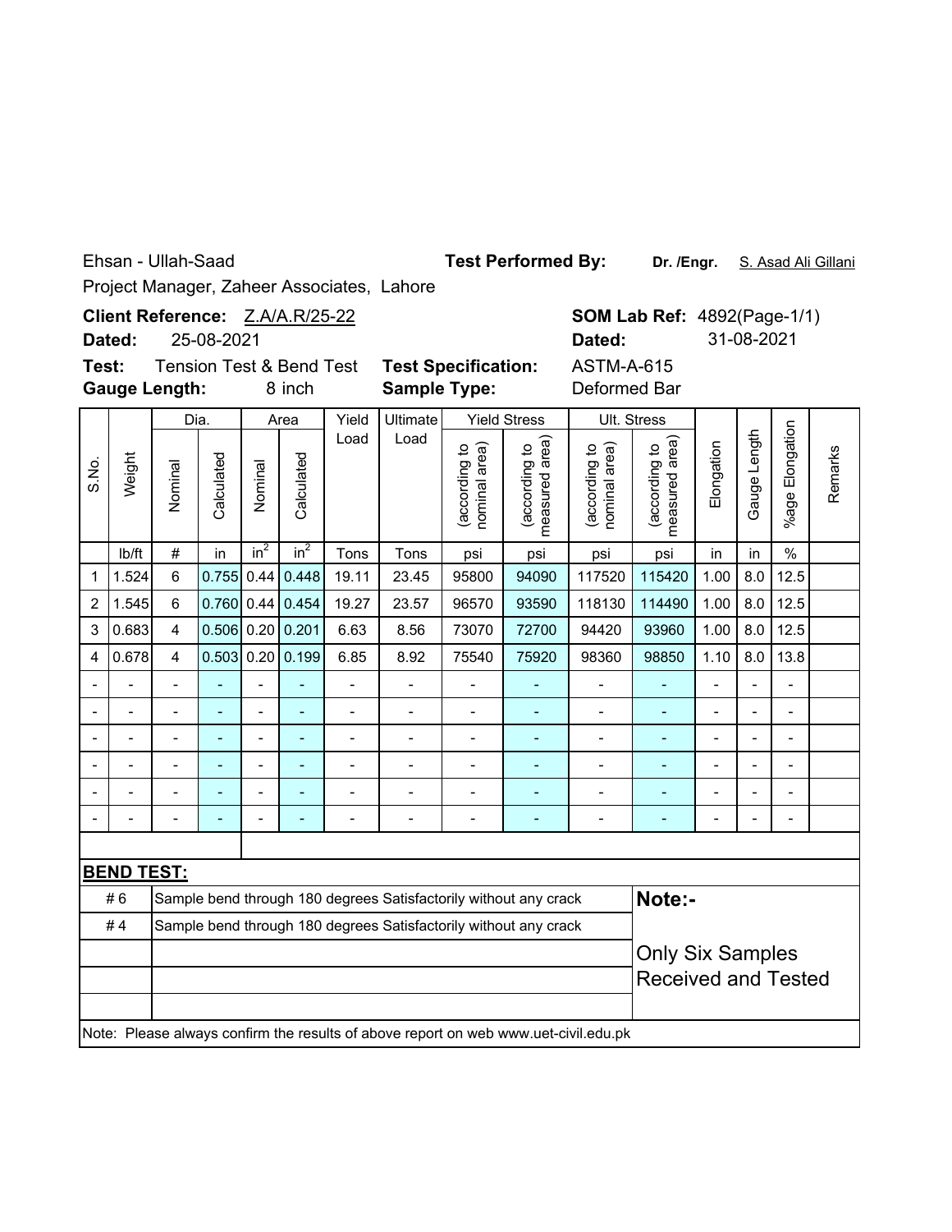Ehsan - Ullah-Saad

Project Manager, Zaheer Associates, Lahore

**Test Performed By:** **Dr. /Engr.** S. Asad Ali Gillani

**Client Reference:** Z.A/A.R/25-22

**Dated:** 25-08-2021

**SOM Lab Ref:** 4892(Page-1/1)

**Dated:** 31-08-2021

**Test:** Tension Test & Bend Test

**Test Specification:** ASTM-A-615

**Gauge Length:** 8 inch

**Sample Type:** Deformed Bar

| S.No. | Weight | Dia. | | Area | | Yield Load | Ultimate Load | Yield Stress | | Ult. Stress | | Elongation | Gauge Length | %age Elongation | Remarks |
|---|---|---|---|---|---|---|---|---|---|---|---|---|---|---|---|
| | | Nominal | Calculated | Nominal | Calculated | | | (according to nominal area) | (according to measured area) | (according to nominal area) | (according to measured area) | | | | |
| | lb/ft | # | in | $in^2$ | $in^2$ | Tons | Tons | psi | psi | psi | psi | in | in | % | |
| 1 | 1.524 | 6 | 0.755 | 0.44 | 0.448 | 19.11 | 23.45 | 95800 | 94090 | 117520 | 115420 | 1.00 | 8.0 | 12.5 | |
| 2 | 1.545 | 6 | 0.760 | 0.44 | 0.454 | 19.27 | 23.57 | 96570 | 93590 | 118130 | 114490 | 1.00 | 8.0 | 12.5 | |
| 3 | 0.683 | 4 | 0.506 | 0.20 | 0.201 | 6.63 | 8.56 | 73070 | 72700 | 94420 | 93960 | 1.00 | 8.0 | 12.5 | |
| 4 | 0.678 | 4 | 0.503 | 0.20 | 0.199 | 6.85 | 8.92 | 75540 | 75920 | 98360 | 98850 | 1.10 | 8.0 | 13.8 | |
| - | - | - | - | - | - | - | - | - | - | - | - | - | - | - | |
| - | - | - | - | - | - | - | - | - | - | - | - | - | - | - | |
| - | - | - | - | - | - | - | - | - | - | - | - | - | - | - | |
| - | - | - | - | - | - | - | - | - | - | - | - | - | - | - | |
| - | - | - | - | - | - | - | - | - | - | - | - | - | - | - | |
| - | - | - | - | - | - | - | - | - | - | - | - | - | - | - | |

**BEND TEST:**

| | | |
|---|---|---|
| # 6 | Sample bend through 180 degrees Satisfactorily without any crack | **Note:-** |
| # 4 | Sample bend through 180 degrees Satisfactorily without any crack | |
| | | Only Six Samples Received and Tested |

Note: Please always confirm the results of above report on web www.uet-civil.edu.pk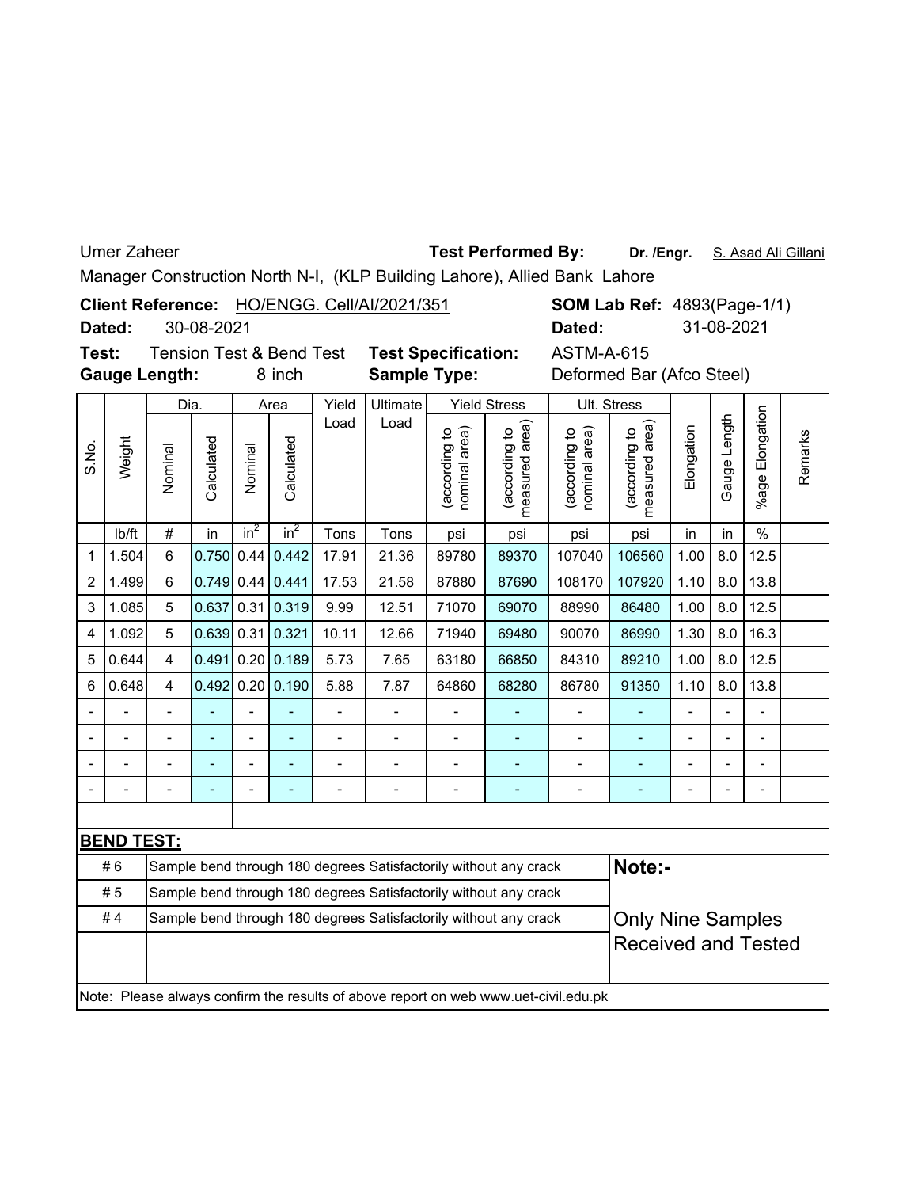Umer Zaheer **Test Performed By:** **Dr. /Engr.** S. Asad Ali Gillani

Manager Construction North N-I, (KLP Building Lahore), Allied Bank Lahore

**Client Reference:** HO/ENGG. Cell/AI/2021/351 **SOM Lab Ref:** 4893(Page-1/1)

**Dated:** 30-08-2021 **Dated:** 31-08-2021

**Test:** Tension Test & Bend Test **Test Specification:** ASTM-A-615

**Gauge Length:** 8 inch **Sample Type:** Deformed Bar (Afco Steel)

| S.No. | Weight | Dia. | | Area | | Yield Load | Ultimate Load | Yield Stress | | Ult. Stress | | Elongation | Gauge Length | %age Elongation | Remarks |
|---|---|---|---|---|---|---|---|---|---|---|---|---|---|---|---|
| | | Nominal | Calculated | Nominal | Calculated | | | (according to nominal area) | (according to measured area) | (according to nominal area) | (according to measured area) | | | | |
| | lb/ft | # | in | $in^2$ | $in^2$ | Tons | Tons | psi | psi | psi | psi | in | in | % | |
| 1 | 1.504 | 6 | 0.750 | 0.44 | 0.442 | 17.91 | 21.36 | 89780 | 89370 | 107040 | 106560 | 1.00 | 8.0 | 12.5 | |
| 2 | 1.499 | 6 | 0.749 | 0.44 | 0.441 | 17.53 | 21.58 | 87880 | 87690 | 108170 | 107920 | 1.10 | 8.0 | 13.8 | |
| 3 | 1.085 | 5 | 0.637 | 0.31 | 0.319 | 9.99 | 12.51 | 71070 | 69070 | 88990 | 86480 | 1.00 | 8.0 | 12.5 | |
| 4 | 1.092 | 5 | 0.639 | 0.31 | 0.321 | 10.11 | 12.66 | 71940 | 69480 | 90070 | 86990 | 1.30 | 8.0 | 16.3 | |
| 5 | 0.644 | 4 | 0.491 | 0.20 | 0.189 | 5.73 | 7.65 | 63180 | 66850 | 84310 | 89210 | 1.00 | 8.0 | 12.5 | |
| 6 | 0.648 | 4 | 0.492 | 0.20 | 0.190 | 5.88 | 7.87 | 64860 | 68280 | 86780 | 91350 | 1.10 | 8.0 | 13.8 | |
| - | - | - | - | - | - | - | - | - | - | - | - | - | - | - | |
| - | - | - | - | - | - | - | - | - | - | - | - | - | - | - | |
| - | - | - | - | - | - | - | - | - | - | - | - | - | - | - | |
| - | - | - | - | - | - | - | - | - | - | - | - | - | - | - | |

**BEND TEST:**

| Bar | Result |
|---|---|
| # 6 | Sample bend through 180 degrees Satisfactorily without any crack |
| # 5 | Sample bend through 180 degrees Satisfactorily without any crack |
| # 4 | Sample bend through 180 degrees Satisfactorily without any crack |

**Note:-**

Only Nine Samples Received and Tested

Note: Please always confirm the results of above report on web www.uet-civil.edu.pk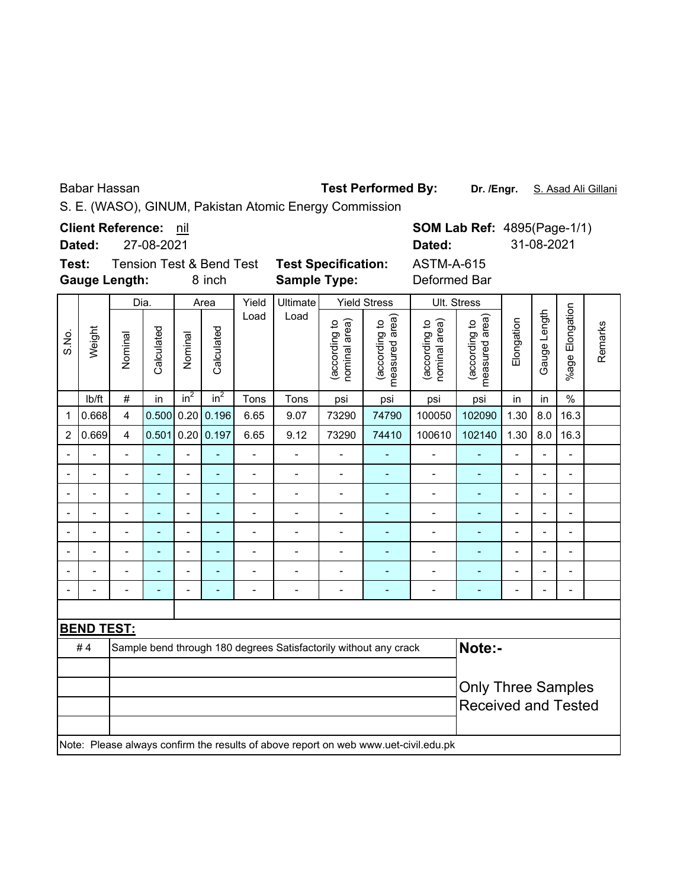Babar Hassan

S. E. (WASO), GINUM, Pakistan Atomic Energy Commission

**Test Performed By:** **Dr. /Engr.** S. Asad Ali Gillani

**Client Reference:** nil

**Dated:** 27-08-2021

**SOM Lab Ref:** 4895(Page-1/1)

**Dated:** 31-08-2021

**Test:** Tension Test & Bend Test

**Test Specification:** ASTM-A-615

**Gauge Length:** 8 inch

**Sample Type:** Deformed Bar

| S.No. | Weight | Dia. | | Area | | Yield Load | Ultimate Load | Yield Stress | | Ult. Stress | | Elongation | Gauge Length | %age Elongation | Remarks |
|---|---|---|---|---|---|---|---|---|---|---|---|---|---|---|---|
| | | Nominal | Calculated | Nominal | Calculated | | | (according to nominal area) | (according to measured area) | (according to nominal area) | (according to measured area) | | | | |
| | lb/ft | # | in | $in^2$ | $in^2$ | Tons | Tons | psi | psi | psi | psi | in | in | % | |
| 1 | 0.668 | 4 | 0.500 | 0.20 | 0.196 | 6.65 | 9.07 | 73290 | 74790 | 100050 | 102090 | 1.30 | 8.0 | 16.3 | |
| 2 | 0.669 | 4 | 0.501 | 0.20 | 0.197 | 6.65 | 9.12 | 73290 | 74410 | 100610 | 102140 | 1.30 | 8.0 | 16.3 | |
| - | - | - | - | - | - | - | - | - | - | - | - | - | - | - | |
| - | - | - | - | - | - | - | - | - | - | - | - | - | - | - | |
| - | - | - | - | - | - | - | - | - | - | - | - | - | - | - | |
| - | - | - | - | - | - | - | - | - | - | - | - | - | - | - | |
| - | - | - | - | - | - | - | - | - | - | - | - | - | - | - | |
| - | - | - | - | - | - | - | - | - | - | - | - | - | - | - | |
| - | - | - | - | - | - | - | - | - | - | - | - | - | - | - | |
| - | - | - | - | - | - | - | - | - | - | - | - | - | - | - | |

**BEND TEST:**

| | |
|---|---|
| # 4 | Sample bend through 180 degrees Satisfactorily without any crack |

**Note:-**

Only Three Samples Received and Tested

Note: Please always confirm the results of above report on web www.uet-civil.edu.pk